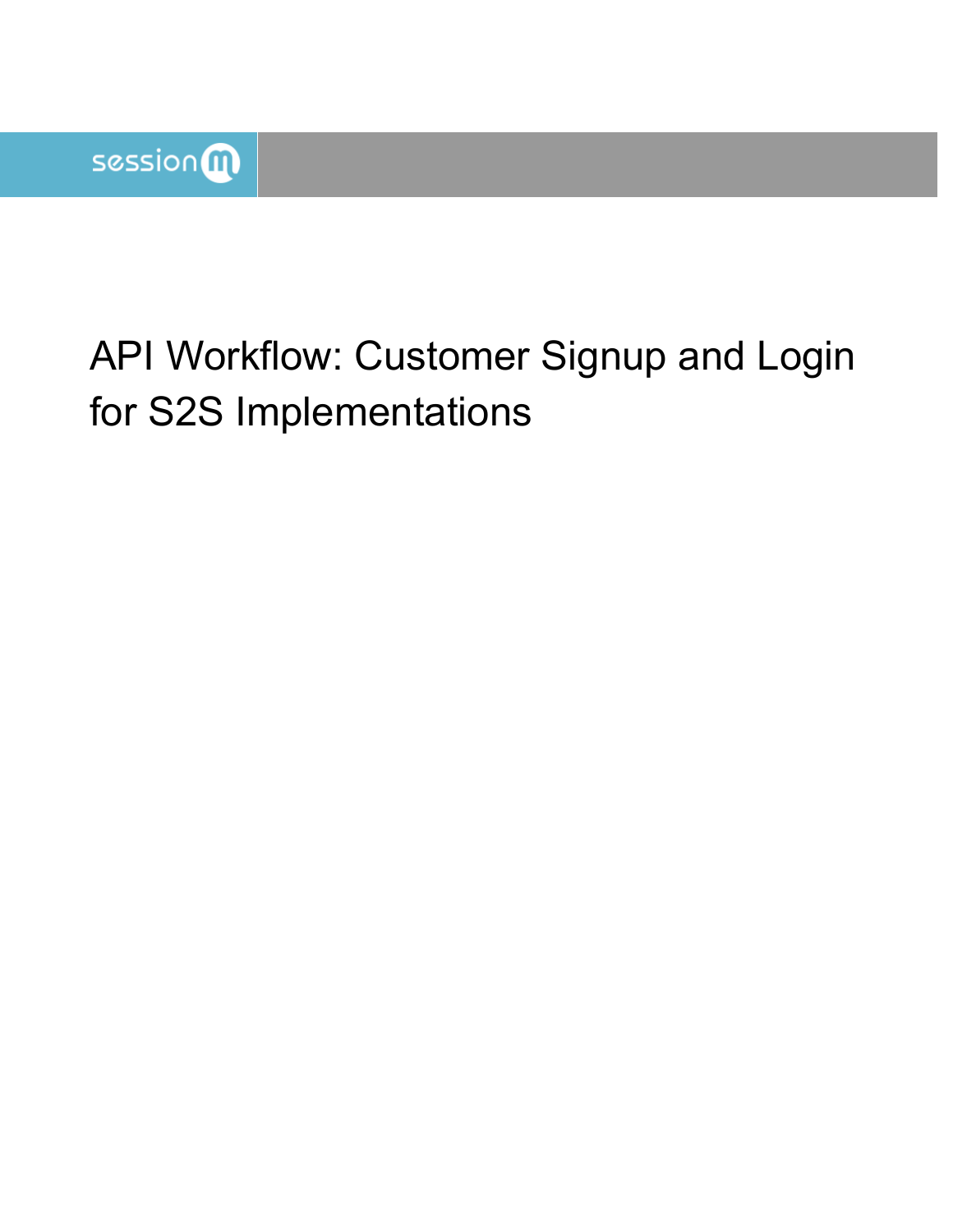sessionm

# API Workflow: Customer Signup and Login for S2S Implementations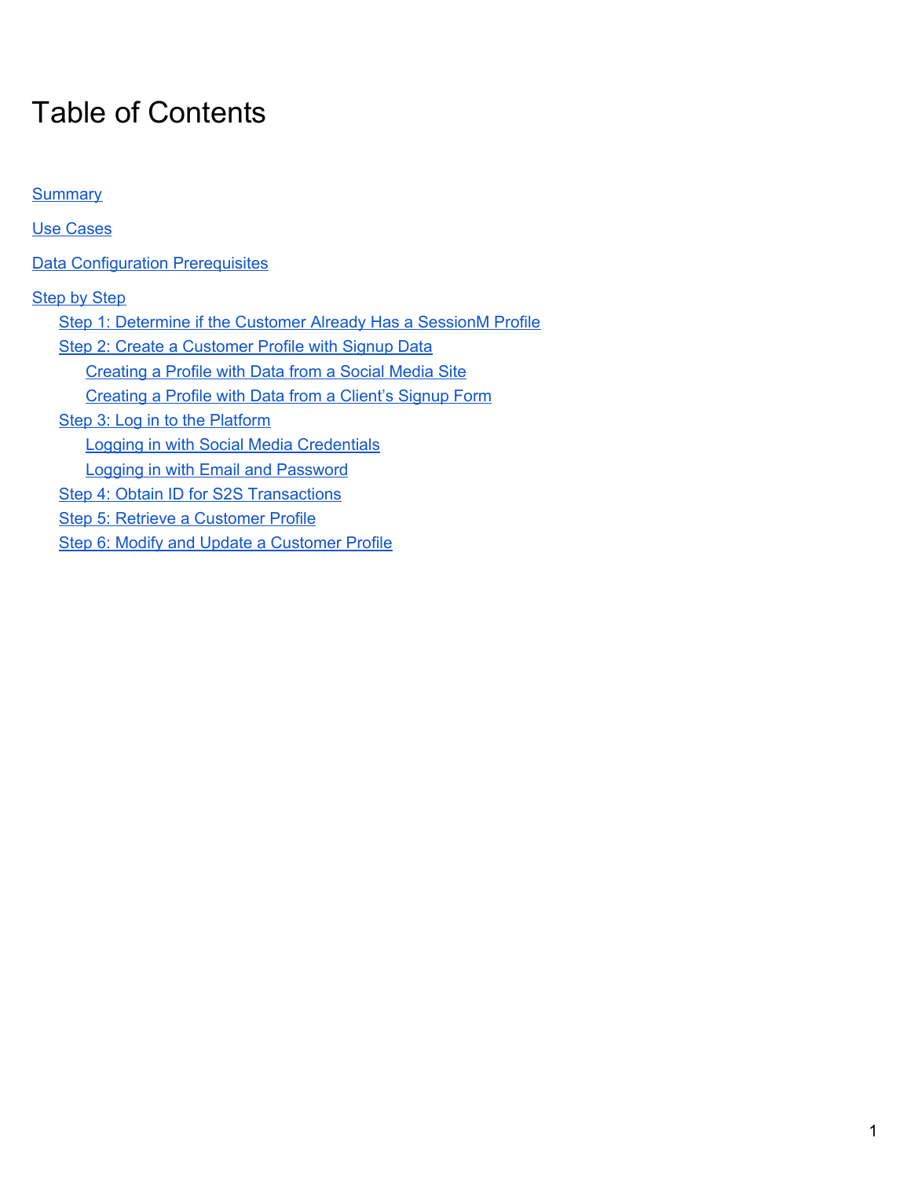# Table of Contents

- Summary
- Use Cases
- Data Configuration Prerequisites
- Step by Step
  - Step 1: Determine if the Customer Already Has a SessionM Profile
  - Step 2: Create a Customer Profile with Signup Data
    - Creating a Profile with Data from a Social Media Site
    - Creating a Profile with Data from a Client's Signup Form
  - Step 3: Log in to the Platform
    - Logging in with Social Media Credentials
    - Logging in with Email and Password
  - Step 4: Obtain ID for S2S Transactions
  - Step 5: Retrieve a Customer Profile
  - Step 6: Modify and Update a Customer Profile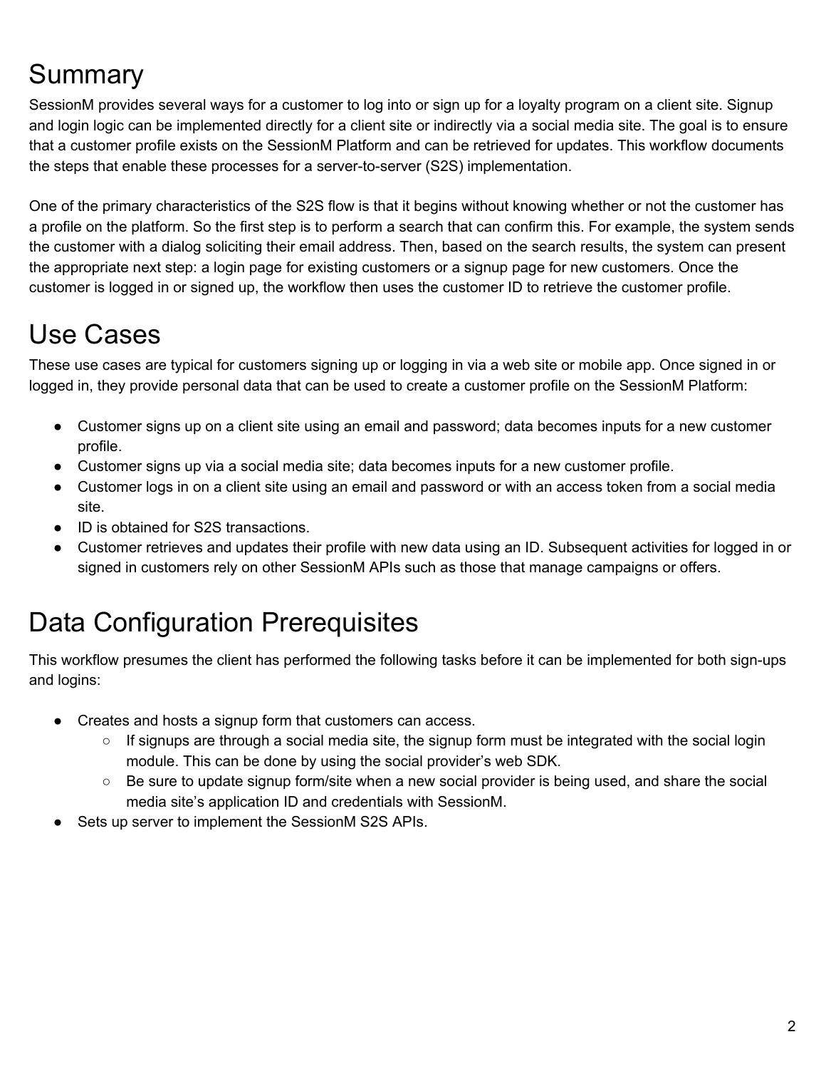# Summary

SessionM provides several ways for a customer to log into or sign up for a loyalty program on a client site. Signup and login logic can be implemented directly for a client site or indirectly via a social media site. The goal is to ensure that a customer profile exists on the SessionM Platform and can be retrieved for updates. This workflow documents the steps that enable these processes for a server-to-server (S2S) implementation.

One of the primary characteristics of the S2S flow is that it begins without knowing whether or not the customer has a profile on the platform. So the first step is to perform a search that can confirm this. For example, the system sends the customer with a dialog soliciting their email address. Then, based on the search results, the system can present the appropriate next step: a login page for existing customers or a signup page for new customers. Once the customer is logged in or signed up, the workflow then uses the customer ID to retrieve the customer profile.

# Use Cases

These use cases are typical for customers signing up or logging in via a web site or mobile app. Once signed in or logged in, they provide personal data that can be used to create a customer profile on the SessionM Platform:

- Customer signs up on a client site using an email and password; data becomes inputs for a new customer profile.
- Customer signs up via a social media site; data becomes inputs for a new customer profile.
- Customer logs in on a client site using an email and password or with an access token from a social media site.
- ID is obtained for S2S transactions.
- Customer retrieves and updates their profile with new data using an ID. Subsequent activities for logged in or signed in customers rely on other SessionM APIs such as those that manage campaigns or offers.

# Data Configuration Prerequisites

This workflow presumes the client has performed the following tasks before it can be implemented for both sign-ups and logins:

- Creates and hosts a signup form that customers can access.
  - If signups are through a social media site, the signup form must be integrated with the social login module. This can be done by using the social provider's web SDK.
  - Be sure to update signup form/site when a new social provider is being used, and share the social media site's application ID and credentials with SessionM.
- Sets up server to implement the SessionM S2S APIs.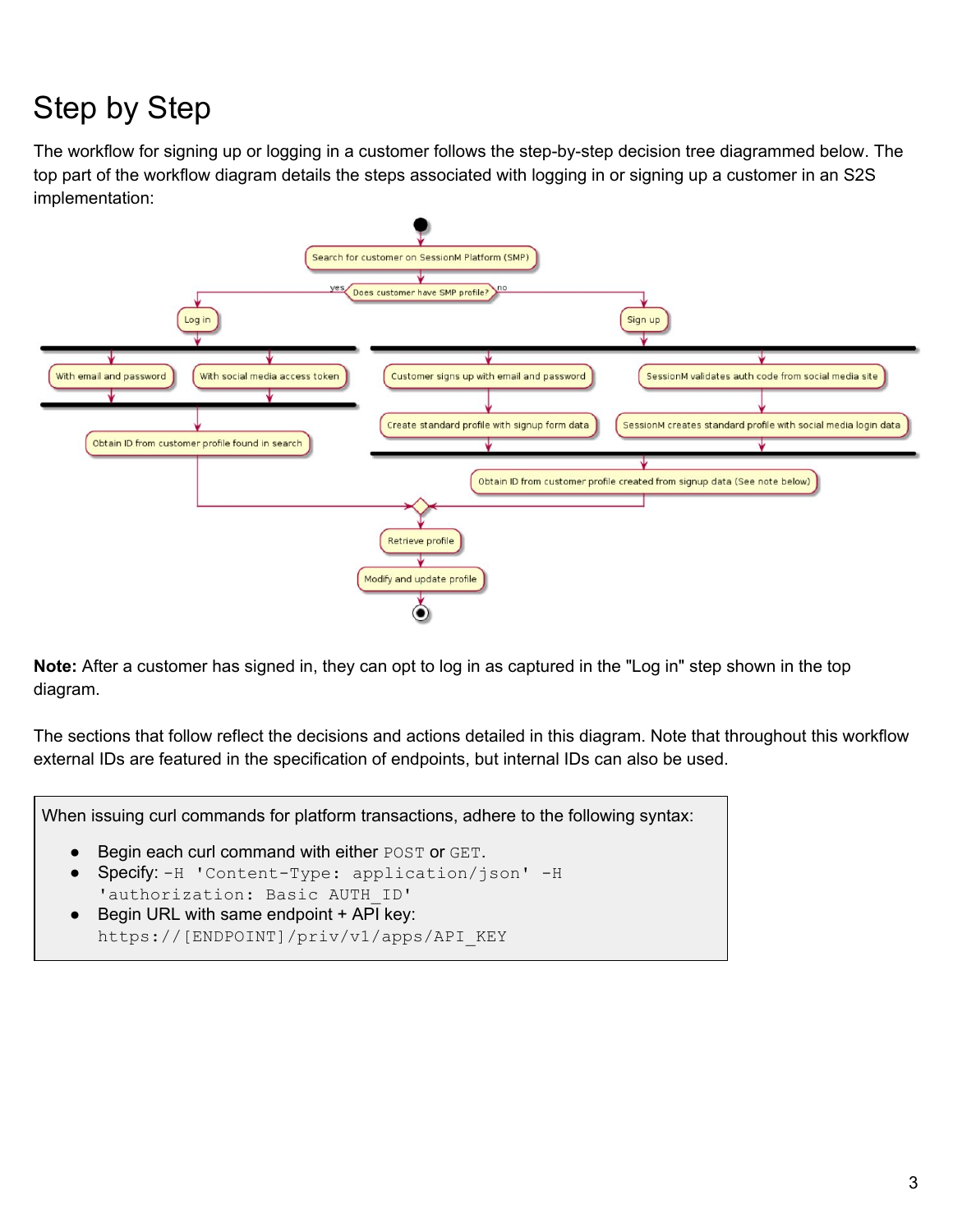# Step by Step

The workflow for signing up or logging in a customer follows the step-by-step decision tree diagrammed below. The top part of the workflow diagram details the steps associated with logging in or signing up a customer in an S2S implementation:

**Note:** After a customer has signed in, they can opt to log in as captured in the "Log in" step shown in the top diagram.

The sections that follow reflect the decisions and actions detailed in this diagram. Note that throughout this workflow external IDs are featured in the specification of endpoints, but internal IDs can also be used.

When issuing curl commands for platform transactions, adhere to the following syntax:

- Begin each curl command with either `POST` or `GET`.
- Specify: `-H 'Content-Type: application/json' -H 'authorization: Basic AUTH_ID'`
- Begin URL with same endpoint + API key: `https://[ENDPOINT]/priv/v1/apps/API_KEY`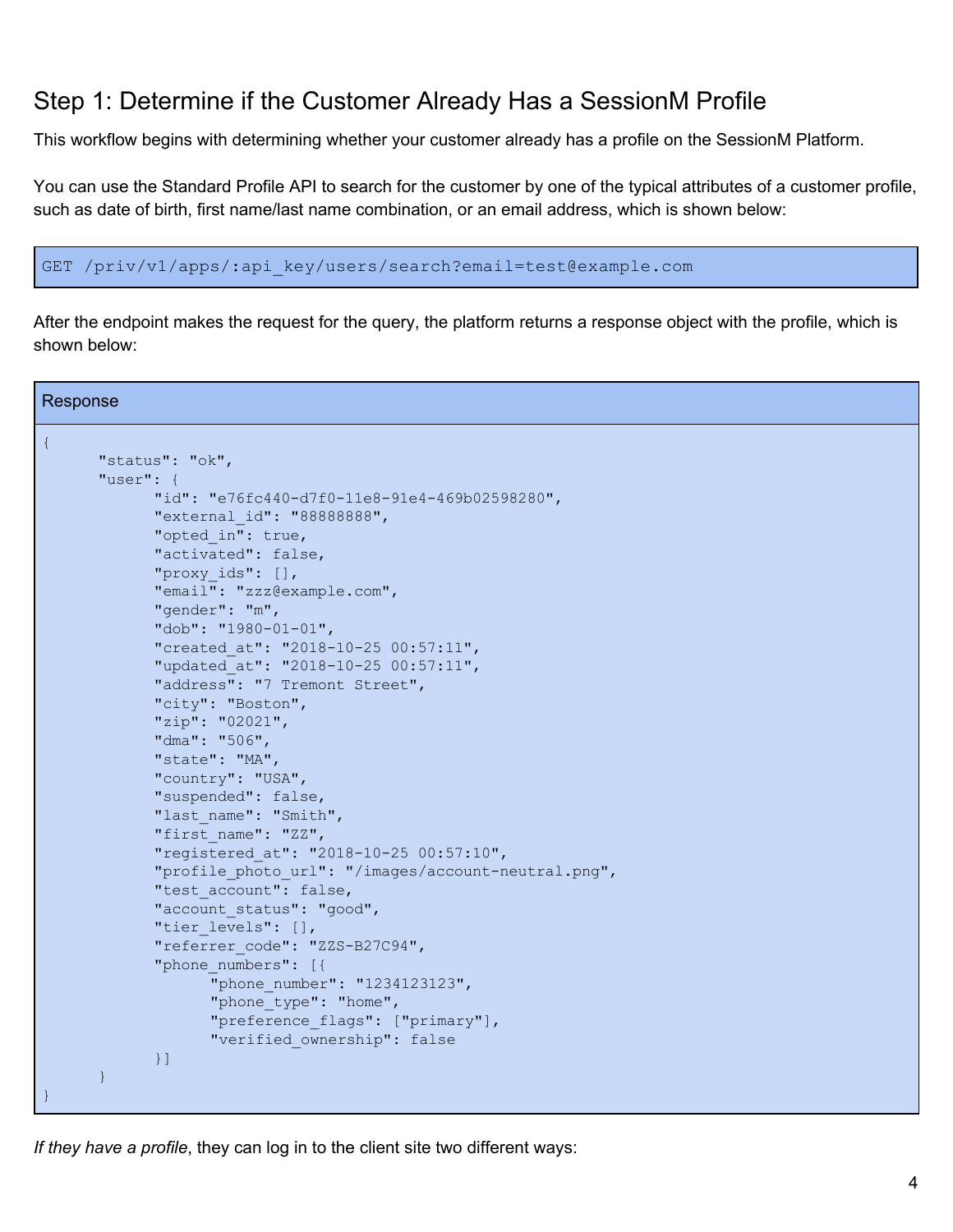## Step 1: Determine if the Customer Already Has a SessionM Profile

This workflow begins with determining whether your customer already has a profile on the SessionM Platform.

You can use the Standard Profile API to search for the customer by one of the typical attributes of a customer profile, such as date of birth, first name/last name combination, or an email address, which is shown below:

```
GET /priv/v1/apps/:api_key/users/search?email=test@example.com
```

After the endpoint makes the request for the query, the platform returns a response object with the profile, which is shown below:

Response

```
{
      "status": "ok",
      "user": {
            "id": "e76fc440-d7f0-11e8-91e4-469b02598280",
            "external_id": "88888888",
            "opted_in": true,
            "activated": false,
            "proxy_ids": [],
            "email": "zzz@example.com",
            "gender": "m",
            "dob": "1980-01-01",
            "created_at": "2018-10-25 00:57:11",
            "updated_at": "2018-10-25 00:57:11",
            "address": "7 Tremont Street",
            "city": "Boston",
            "zip": "02021",
            "dma": "506",
            "state": "MA",
            "country": "USA",
            "suspended": false,
            "last_name": "Smith",
            "first_name": "ZZ",
            "registered_at": "2018-10-25 00:57:10",
            "profile_photo_url": "/images/account-neutral.png",
            "test_account": false,
            "account_status": "good",
            "tier_levels": [],
            "referrer_code": "ZZS-B27C94",
            "phone_numbers": [{
                  "phone_number": "1234123123",
                  "phone_type": "home",
                  "preference_flags": ["primary"],
                  "verified_ownership": false
            }]
      }
}
```

*If they have a profile*, they can log in to the client site two different ways: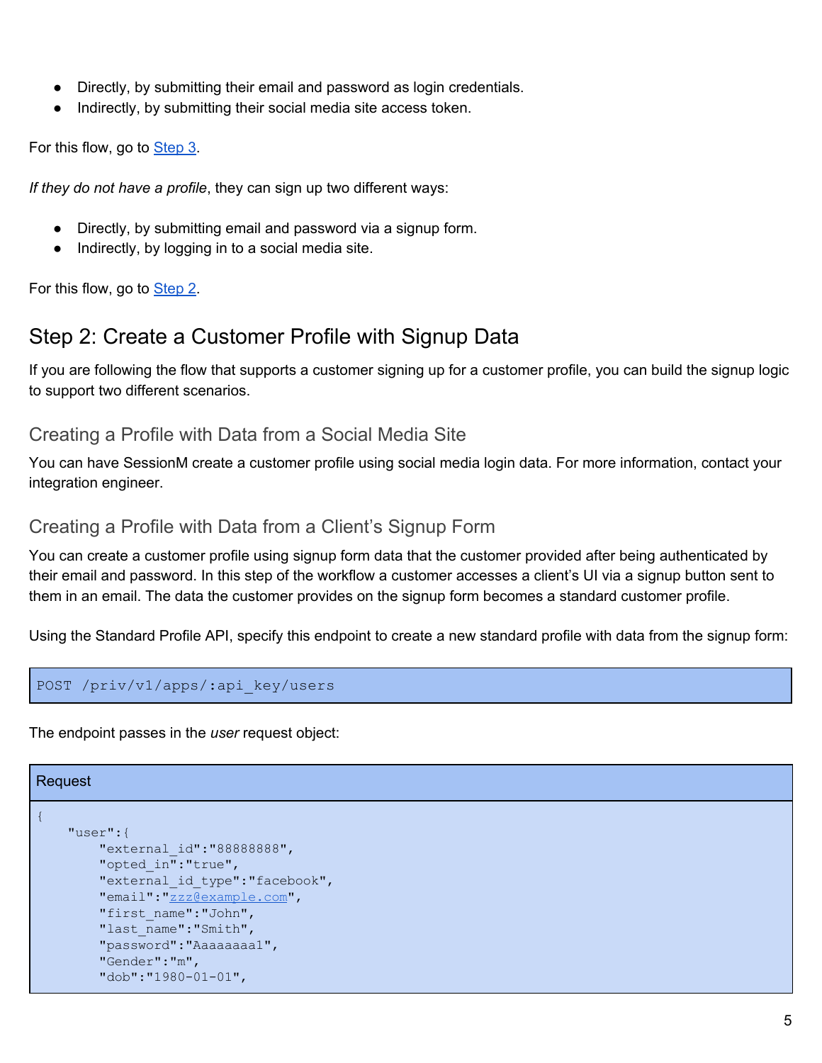- Directly, by submitting their email and password as login credentials.
- Indirectly, by submitting their social media site access token.

For this flow, go to [Step 3](#).

*If they do not have a profile*, they can sign up two different ways:

- Directly, by submitting email and password via a signup form.
- Indirectly, by logging in to a social media site.

For this flow, go to [Step 2](#).

## Step 2: Create a Customer Profile with Signup Data

If you are following the flow that supports a customer signing up for a customer profile, you can build the signup logic to support two different scenarios.

### Creating a Profile with Data from a Social Media Site

You can have SessionM create a customer profile using social media login data. For more information, contact your integration engineer.

### Creating a Profile with Data from a Client's Signup Form

You can create a customer profile using signup form data that the customer provided after being authenticated by their email and password. In this step of the workflow a customer accesses a client's UI via a signup button sent to them in an email. The data the customer provides on the signup form becomes a standard customer profile.

Using the Standard Profile API, specify this endpoint to create a new standard profile with data from the signup form:

```
POST /priv/v1/apps/:api_key/users
```

The endpoint passes in the *user* request object:

Request

```
{
    "user":{
        "external_id":"88888888",
        "opted_in":"true",
        "external_id_type":"facebook",
        "email":"zzz@example.com",
        "first_name":"John",
        "last_name":"Smith",
        "password":"Aaaaaaaa1",
        "Gender":"m",
        "dob":"1980-01-01",
```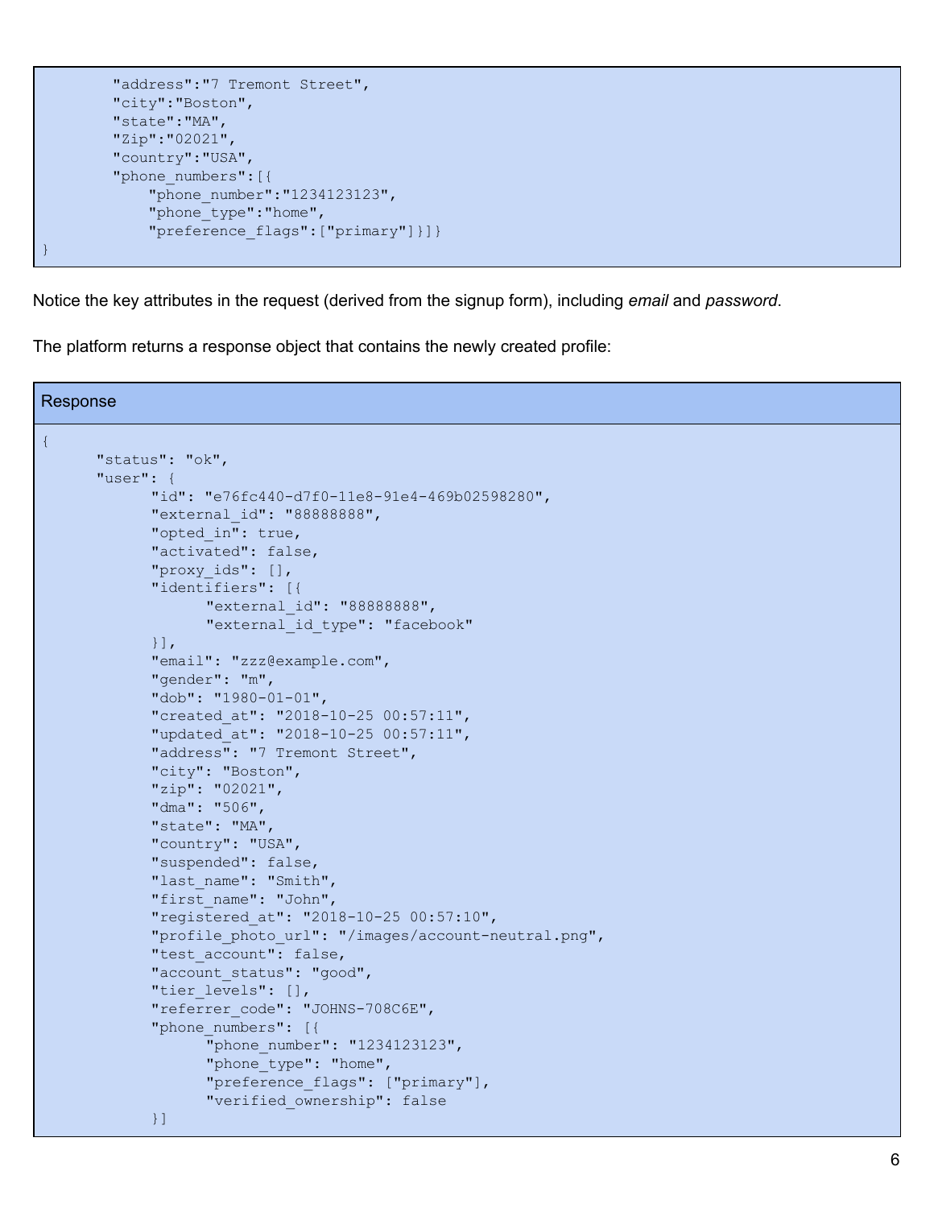```
        "address":"7 Tremont Street",
        "city":"Boston",
        "state":"MA",
        "Zip":"02021",
        "country":"USA",
        "phone_numbers":[{
            "phone_number":"1234123123",
            "phone_type":"home",
            "preference_flags":["primary"]}]}
}
```

Notice the key attributes in the request (derived from the signup form), including *email* and *password*.

The platform returns a response object that contains the newly created profile:

Response

```
{
      "status": "ok",
      "user": {
            "id": "e76fc440-d7f0-11e8-91e4-469b02598280",
            "external_id": "88888888",
            "opted_in": true,
            "activated": false,
            "proxy_ids": [],
            "identifiers": [{
                  "external_id": "88888888",
                  "external_id_type": "facebook"
            }],
            "email": "zzz@example.com",
            "gender": "m",
            "dob": "1980-01-01",
            "created_at": "2018-10-25 00:57:11",
            "updated_at": "2018-10-25 00:57:11",
            "address": "7 Tremont Street",
            "city": "Boston",
            "zip": "02021",
            "dma": "506",
            "state": "MA",
            "country": "USA",
            "suspended": false,
            "last_name": "Smith",
            "first_name": "John",
            "registered_at": "2018-10-25 00:57:10",
            "profile_photo_url": "/images/account-neutral.png",
            "test_account": false,
            "account_status": "good",
            "tier_levels": [],
            "referrer_code": "JOHNS-708C6E",
            "phone_numbers": [{
                  "phone_number": "1234123123",
                  "phone_type": "home",
                  "preference_flags": ["primary"],
                  "verified_ownership": false
            }]
```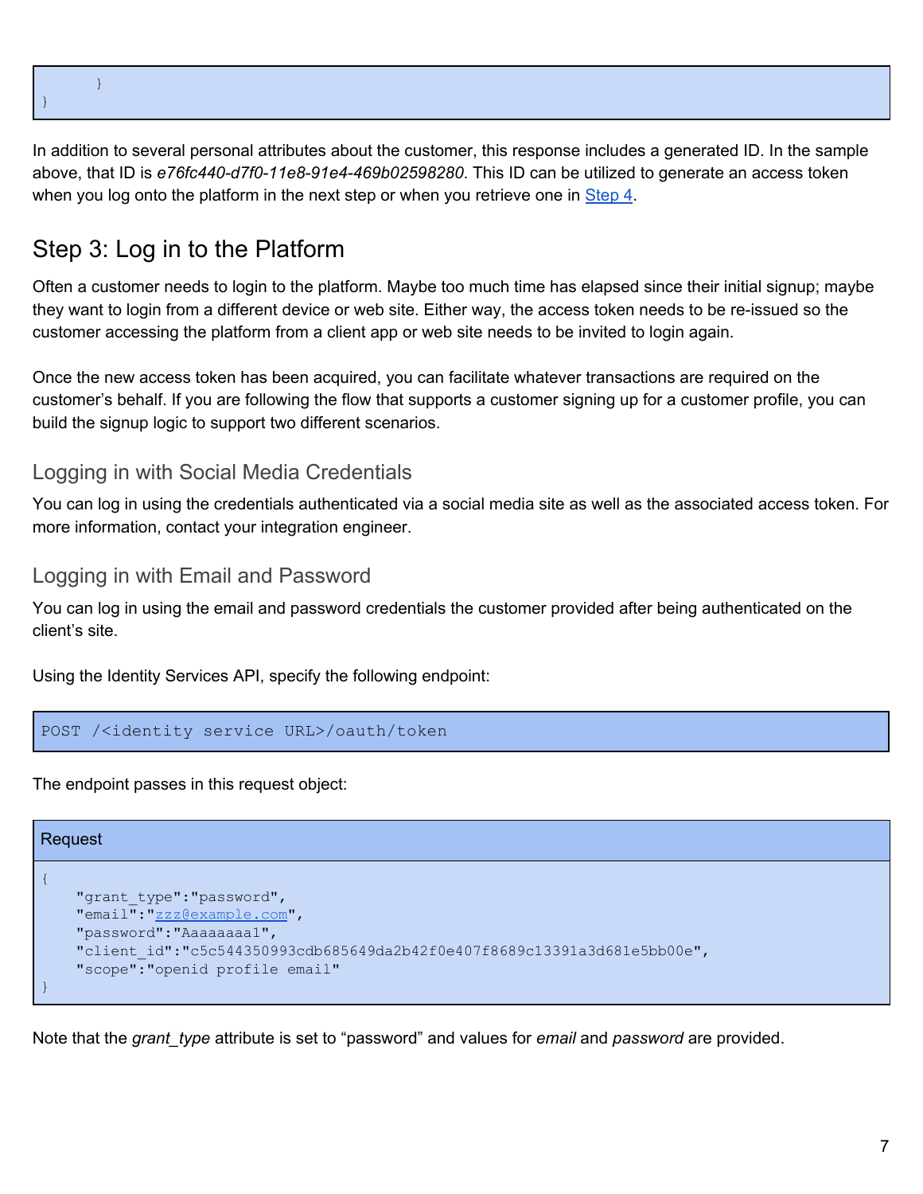```
        }
}
```

In addition to several personal attributes about the customer, this response includes a generated ID. In the sample above, that ID is *e76fc440-d7f0-11e8-91e4-469b02598280*. This ID can be utilized to generate an access token when you log onto the platform in the next step or when you retrieve one in Step 4.

# Step 3: Log in to the Platform

Often a customer needs to login to the platform. Maybe too much time has elapsed since their initial signup; maybe they want to login from a different device or web site. Either way, the access token needs to be re-issued so the customer accessing the platform from a client app or web site needs to be invited to login again.

Once the new access token has been acquired, you can facilitate whatever transactions are required on the customer's behalf. If you are following the flow that supports a customer signing up for a customer profile, you can build the signup logic to support two different scenarios.

## Logging in with Social Media Credentials

You can log in using the credentials authenticated via a social media site as well as the associated access token. For more information, contact your integration engineer.

## Logging in with Email and Password

You can log in using the email and password credentials the customer provided after being authenticated on the client's site.

Using the Identity Services API, specify the following endpoint:

```
POST /<identity service URL>/oauth/token
```

The endpoint passes in this request object:

**Request**

```
{
    "grant_type":"password",
    "email":"zzz@example.com",
    "password":"Aaaaaaaa1",
    "client_id":"c5c544350993cdb685649da2b42f0e407f8689c13391a3d681e5bb00e",
    "scope":"openid profile email"
}
```

Note that the *grant_type* attribute is set to "password" and values for *email* and *password* are provided.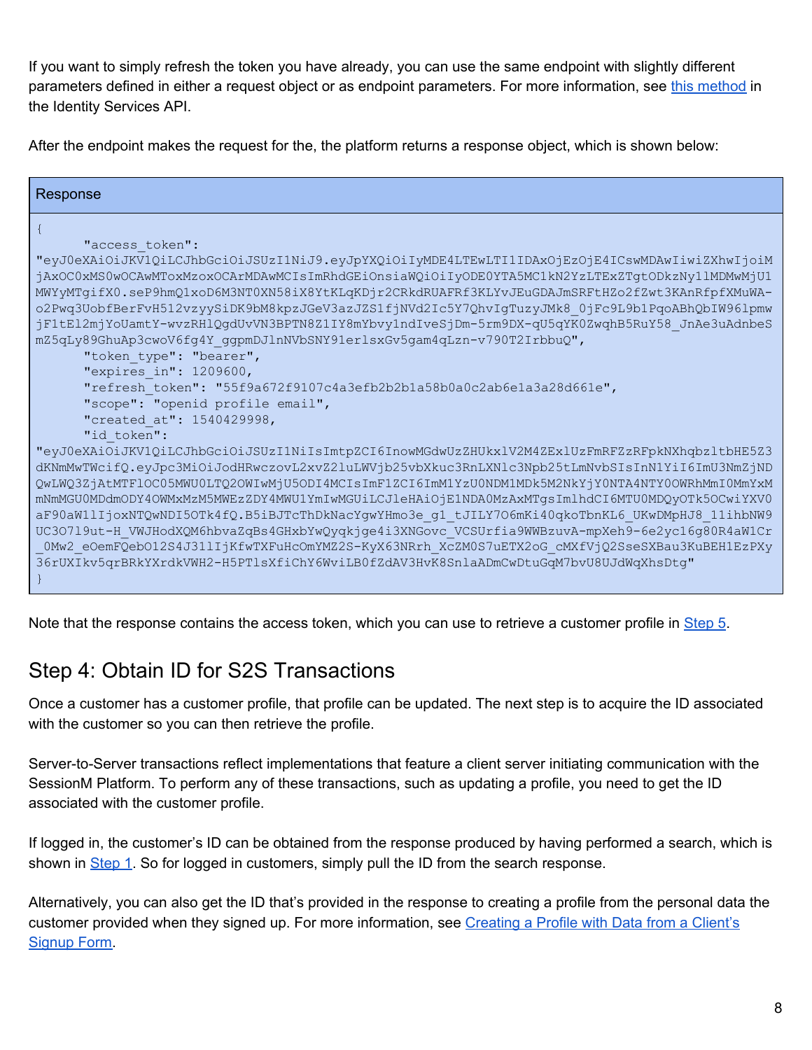If you want to simply refresh the token you have already, you can use the same endpoint with slightly different parameters defined in either a request object or as endpoint parameters. For more information, see this method in the Identity Services API.

After the endpoint makes the request for the, the platform returns a response object, which is shown below:

**Response**

```
{
      "access_token":
"eyJ0eXAiOiJKV1QiLCJhbGciOiJSUzI1NiJ9.eyJpYXQiOiIyMDE4LTEwLTI1IDAxOjEzOjE4ICswMDAwIiwiZXhwIjoiMjAxOC0xMS0wOCAwMToxMzoxOCArMDAwMCIsImRhdGEiOnsiaWQiOiIyODE0YTA5MC1kN2YzLTExZTgtODkzNy11MDMwMjU1MWYyMTgifX0.seP9hmQ1xoD6M3NT0XN58iX8YtKLqKDjr2CRkdRUAFRf3KLYvJEuGDAJmSRFtHZo2fZwt3KAnRfpfXMuWA-o2Pwq3UobfBerFvH512vzyySiDK9bM8kpzJGeV3azJZS1fjNVd2Ic5Y7QhvIgTuzyJMk8_0jFc9L9b1PqoABhQbIW96lpmwjF1tEl2mjYoUamtY-wvzRHlQgdUvVN3BPTN8Z1IY8mYbvy1ndIveSjDm-5rm9DX-qU5qYK0ZwqhB5RuY58_JnAe3uAdnbeSmZ5qLy89GhuAp3cwoV6fg4Y_ggpmDJlnNVbSNY91erlsxGv5gam4qLzn-v790T2IrbbuQ",
      "token_type": "bearer",
      "expires_in": 1209600,
      "refresh_token": "55f9a672f9107c4a3efb2b2b1a58b0a0c2ab6e1a3a28d661e",
      "scope": "openid profile email",
      "created_at": 1540429998,
      "id_token":
"eyJ0eXAiOiJKV1QiLCJhbGciOiJSUzI1NiIsImtpZCI6InowMGdwUzZHUkxlV2M4ZExlUzFmRFZzRFpkNXhqbzltbHE5Z3dKNmMwTWcifQ.eyJpc3MiOiJodHRwczovL2xvZ2luLWVjb25vbXkuc3RnLXNlc3Npb25tLmNvbSIsInN1YiI6ImU3NmZjNDQwLWQ3ZjAtMTFlOC05MWU0LTQ2OWIwMjU5ODI4MCIsImF1ZCI6ImM1YzU0NDM1MDk5M2NkYjY0NTA4NTY0OWRhMmI0MmYxMmNmMGU0MDdmODY4OWMxMzM5MWEzZDY4MWU1YmIwMGUiLCJleHAiOjE1NDA0MzAxMTgsImlhdCI6MTU0MDQyOTk5OCwiYXV0aF90aW1lIjoxNTQwNDI5OTk4fQ.B5iBJTcThDkNacYgwYHmo3e_g1_tJILY7O6mKi40qkoTbnKL6_UKwDMpHJ8_11ihbNW9UC3O719ut-H_VWJHodXQM6hbvaZqBs4GHxbYwQyqkjge4i3XNGovc_VCSUrfia9WWBzuvA-mpXeh9-6e2yc16g80R4aW1Cr_0Mw2_eOemFQebO12S4J311IjKfwTXFuHcOmYMZ2S-KyX63NRrh_XcZM0S7uETX2oG_cMXfVjQ2SseSXBau3KuBEH1EzPXy36rUXIkv5qrBRkYXrdkVWH2-H5PTlsXfiChY6WviLB0fZdAV3HvK8SnlaADmCwDtuGqM7bvU8UJdWqXhsDtg"
}
```

Note that the response contains the access token, which you can use to retrieve a customer profile in Step 5.

## Step 4: Obtain ID for S2S Transactions

Once a customer has a customer profile, that profile can be updated. The next step is to acquire the ID associated with the customer so you can then retrieve the profile.

Server-to-Server transactions reflect implementations that feature a client server initiating communication with the SessionM Platform. To perform any of these transactions, such as updating a profile, you need to get the ID associated with the customer profile.

If logged in, the customer's ID can be obtained from the response produced by having performed a search, which is shown in Step 1. So for logged in customers, simply pull the ID from the search response.

Alternatively, you can also get the ID that's provided in the response to creating a profile from the personal data the customer provided when they signed up. For more information, see Creating a Profile with Data from a Client's Signup Form.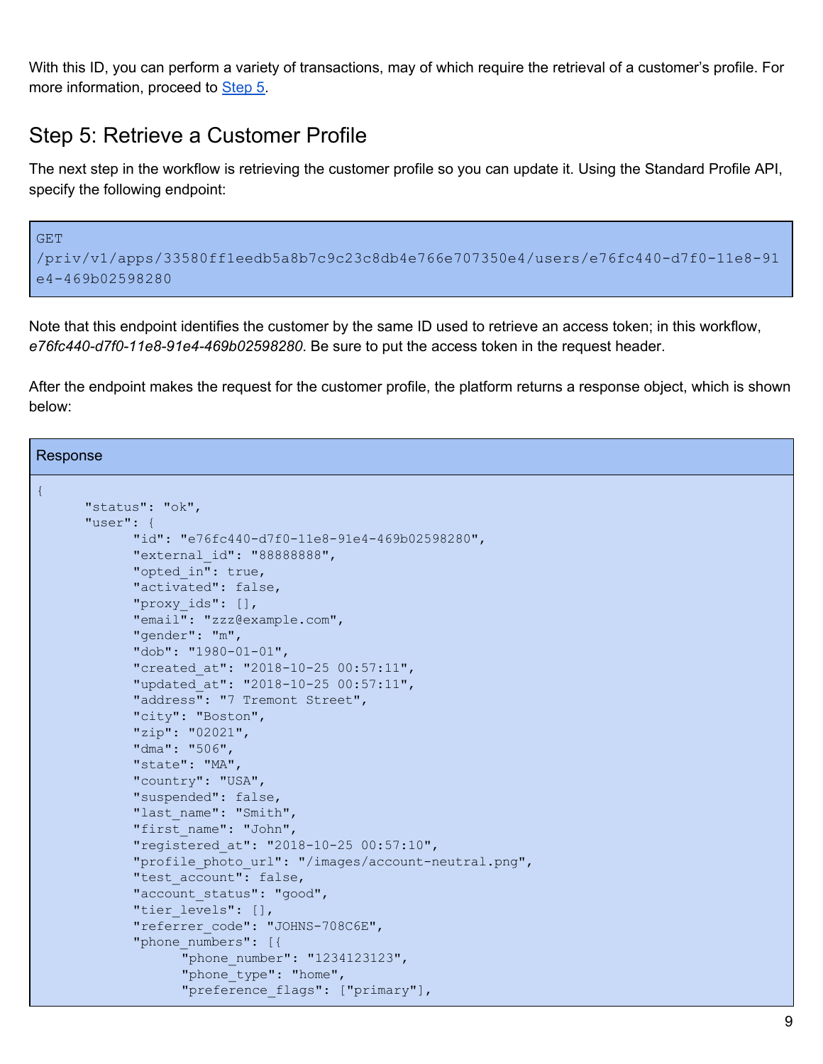With this ID, you can perform a variety of transactions, may of which require the retrieval of a customer's profile. For more information, proceed to [Step 5](#).

## Step 5: Retrieve a Customer Profile

The next step in the workflow is retrieving the customer profile so you can update it. Using the Standard Profile API, specify the following endpoint:

```
GET
/priv/v1/apps/33580ff1eedb5a8b7c9c23c8db4e766e707350e4/users/e76fc440-d7f0-11e8-91e4-469b02598280
```

Note that this endpoint identifies the customer by the same ID used to retrieve an access token; in this workflow, *e76fc440-d7f0-11e8-91e4-469b02598280*. Be sure to put the access token in the request header.

After the endpoint makes the request for the customer profile, the platform returns a response object, which is shown below:

**Response**

```
{
      "status": "ok",
      "user": {
            "id": "e76fc440-d7f0-11e8-91e4-469b02598280",
            "external_id": "88888888",
            "opted_in": true,
            "activated": false,
            "proxy_ids": [],
            "email": "zzz@example.com",
            "gender": "m",
            "dob": "1980-01-01",
            "created_at": "2018-10-25 00:57:11",
            "updated_at": "2018-10-25 00:57:11",
            "address": "7 Tremont Street",
            "city": "Boston",
            "zip": "02021",
            "dma": "506",
            "state": "MA",
            "country": "USA",
            "suspended": false,
            "last_name": "Smith",
            "first_name": "John",
            "registered_at": "2018-10-25 00:57:10",
            "profile_photo_url": "/images/account-neutral.png",
            "test_account": false,
            "account_status": "good",
            "tier_levels": [],
            "referrer_code": "JOHNS-708C6E",
            "phone_numbers": [{
                  "phone_number": "1234123123",
                  "phone_type": "home",
                  "preference_flags": ["primary"],
```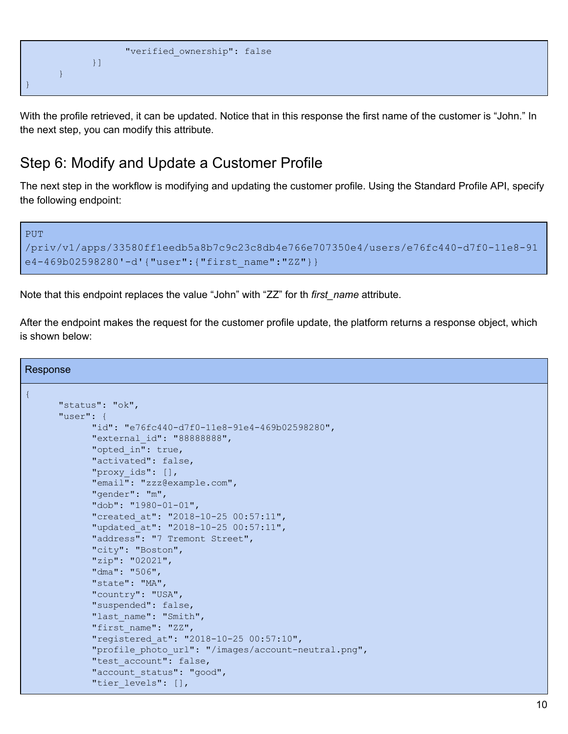```
                "verified_ownership": false
            }]
        }
}
```

With the profile retrieved, it can be updated. Notice that in this response the first name of the customer is “John.” In the next step, you can modify this attribute.

## Step 6: Modify and Update a Customer Profile

The next step in the workflow is modifying and updating the customer profile. Using the Standard Profile API, specify the following endpoint:

```
PUT
/priv/v1/apps/33580ff1eedb5a8b7c9c23c8db4e766e707350e4/users/e76fc440-d7f0-11e8-91
e4-469b02598280'-d'{"user":{"first_name":"ZZ"}}
```

Note that this endpoint replaces the value “John” with “ZZ” for th *first_name* attribute.

After the endpoint makes the request for the customer profile update, the platform returns a response object, which is shown below:

Response

```
{
      "status": "ok",
      "user": {
            "id": "e76fc440-d7f0-11e8-91e4-469b02598280",
            "external_id": "88888888",
            "opted_in": true,
            "activated": false,
            "proxy_ids": [],
            "email": "zzz@example.com",
            "gender": "m",
            "dob": "1980-01-01",
            "created_at": "2018-10-25 00:57:11",
            "updated_at": "2018-10-25 00:57:11",
            "address": "7 Tremont Street",
            "city": "Boston",
            "zip": "02021",
            "dma": "506",
            "state": "MA",
            "country": "USA",
            "suspended": false,
            "last_name": "Smith",
            "first_name": "ZZ",
            "registered_at": "2018-10-25 00:57:10",
            "profile_photo_url": "/images/account-neutral.png",
            "test_account": false,
            "account_status": "good",
            "tier_levels": [],
```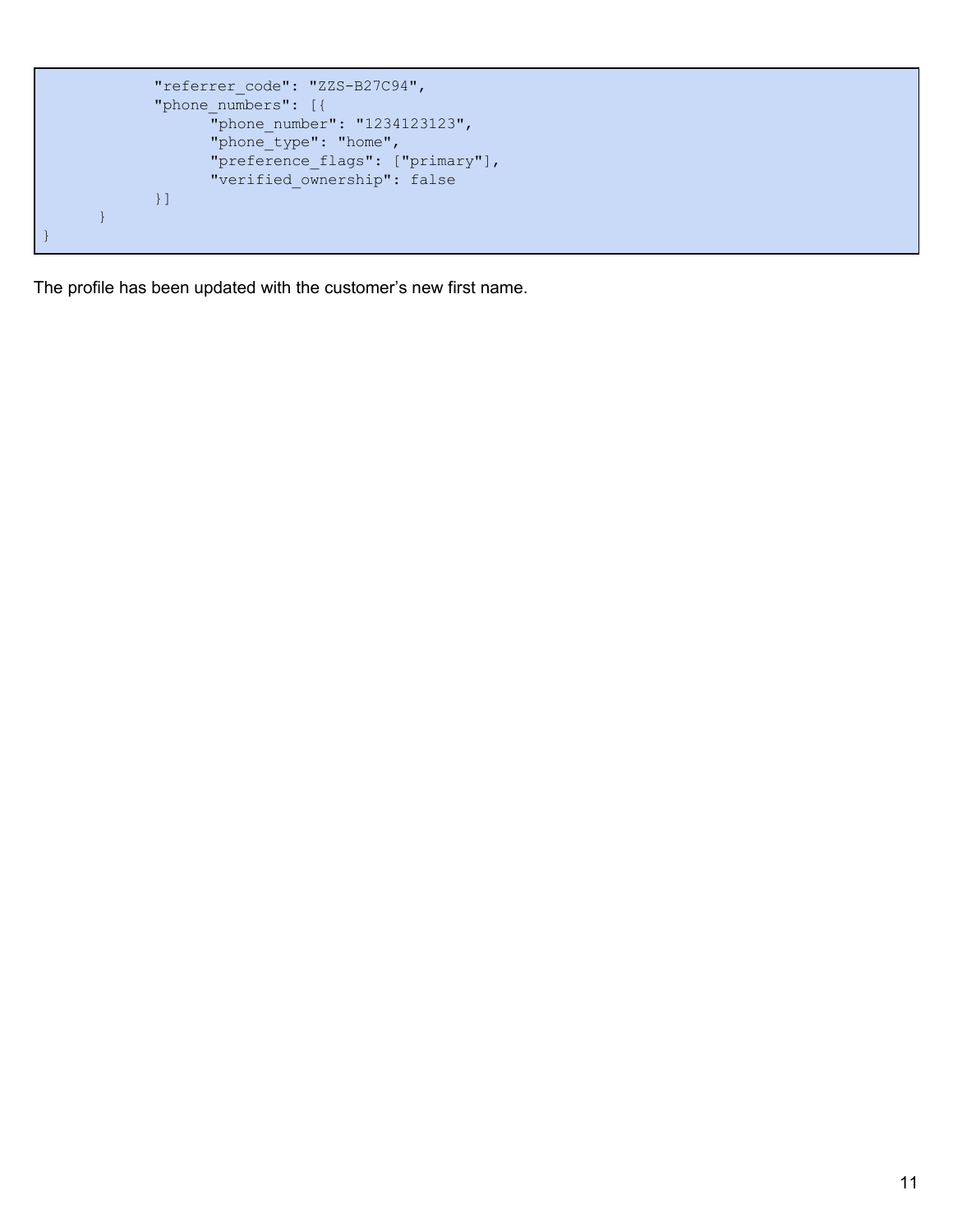```
            "referrer_code": "ZZS-B27C94",
            "phone_numbers": [{
                  "phone_number": "1234123123",
                  "phone_type": "home",
                  "preference_flags": ["primary"],
                  "verified_ownership": false
            }]
      }
}
```

The profile has been updated with the customer's new first name.